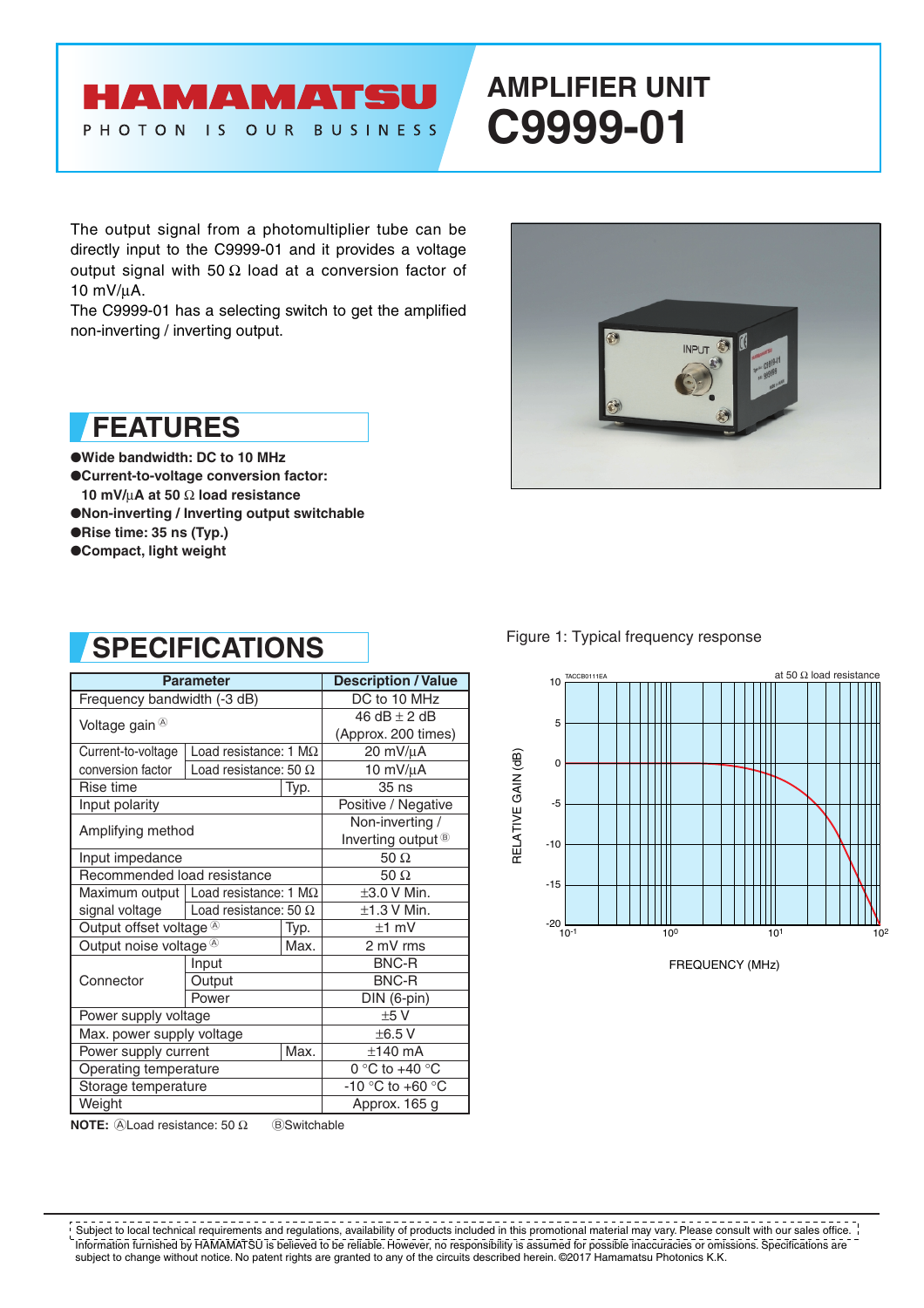# HAMAMATSU

PHOTON IS OUR BUSINESS

# AMPLIFIER UNIT C9999-01

The output signal from a photomultiplier tube can be directly input to the C9999-01 and it provides a voltage output signal with 50 Ω load at a conversion factor of 10 mV/μA.
The C9999-01 has a selecting switch to get the amplified non-inverting / inverting output.

## FEATURES

- **Wide bandwidth: DC to 10 MHz**
- **Current-to-voltage conversion factor: 10 mV/μA at 50 Ω load resistance**
- **Non-inverting / Inverting output switchable**
- **Rise time: 35 ns (Typ.)**
- **Compact, light weight**

## SPECIFICATIONS

| Parameter | | | Description / Value |
|---|---|---|---|
| Frequency bandwidth (-3 dB) | | | DC to 10 MHz |
| Voltage gain Ⓐ | | | 46 dB ± 2 dB (Approx. 200 times) |
| Current-to-voltage conversion factor | Load resistance: 1 MΩ | | 20 mV/μA |
| | Load resistance: 50 Ω | | 10 mV/μA |
| Rise time | | Typ. | 35 ns |
| Input polarity | | | Positive / Negative |
| Amplifying method | | | Non-inverting / Inverting output Ⓑ |
| Input impedance | | | 50 Ω |
| Recommended load resistance | | | 50 Ω |
| Maximum output signal voltage | Load resistance: 1 MΩ | | ±3.0 V Min. |
| | Load resistance: 50 Ω | | ±1.3 V Min. |
| Output offset voltage Ⓐ | | Typ. | ±1 mV |
| Output noise voltage Ⓐ | | Max. | 2 mV rms |
| Connector | Input | | BNC-R |
| | Output | | BNC-R |
| | Power | | DIN (6-pin) |
| Power supply voltage | | | ±5 V |
| Max. power supply voltage | | | ±6.5 V |
| Power supply current | | Max. | ±140 mA |
| Operating temperature | | | 0 °C to +40 °C |
| Storage temperature | | | -10 °C to +60 °C |
| Weight | | | Approx. 165 g |

**NOTE:** ⒶLoad resistance: 50 Ω ⒷSwitchable

Figure 1: Typical frequency response

Subject to local technical requirements and regulations, availability of products included in this promotional material may vary. Please consult with our sales office. Information furnished by HAMAMATSU is believed to be reliable. However, no responsibility is assumed for possible inaccuracies or omissions. Specifications are subject to change without notice. No patent rights are granted to any of the circuits described herein. ©2017 Hamamatsu Photonics K.K.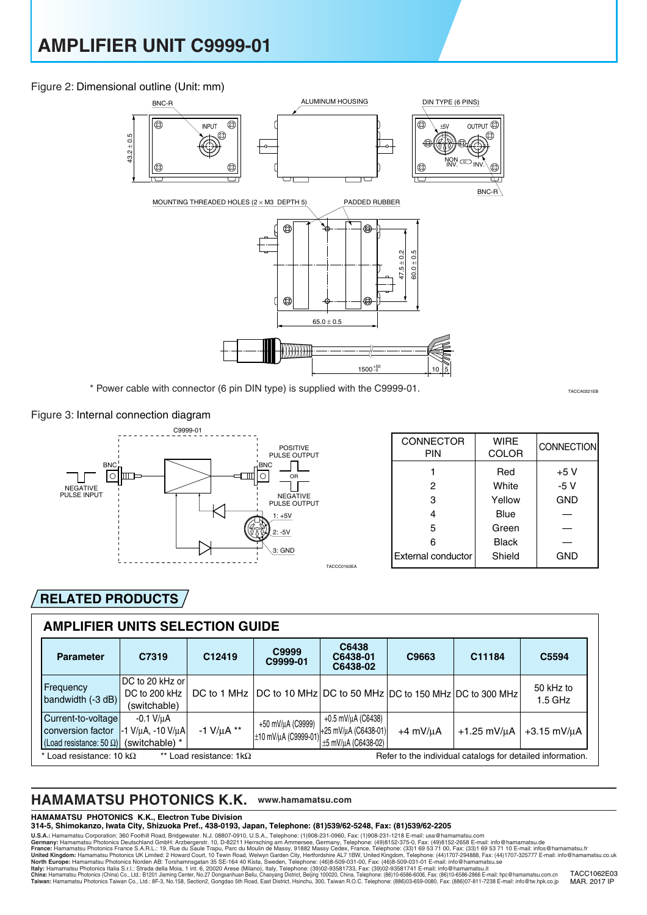# AMPLIFIER UNIT C9999-01

Figure 2: Dimensional outline (Unit: mm)

BNC-R

INPUT

ALUMINUM HOUSING

DIN TYPE (6 PINS)

±5V

OUTPUT

NON INV.

INV.

BNC-R

43.2 ± 0.5

MOUNTING THREADED HOLES (2 × M3 DEPTH 5)

PADDED RUBBER

47.5 ± 0.2

60.0 ± 0.5

65.0 ± 0.5

1500 $^{+50}_{0}$

10

5

\* Power cable with connector (6 pin DIN type) is supplied with the C9999-01.

TACCA0321EB

Figure 3: Internal connection diagram

C9999-01

BNC

NEGATIVE PULSE INPUT

POSITIVE PULSE OUTPUT

BNC

OR

NEGATIVE PULSE OUTPUT

1: +5V

2: -5V

3: GND

TACCC0163EA

| CONNECTOR PIN | WIRE COLOR | CONNECTION |
|---|---|---|
| 1 | Red | +5 V |
| 2 | White | -5 V |
| 3 | Yellow | GND |
| 4 | Blue | — |
| 5 | Green | — |
| 6 | Black | — |
| External conductor | Shield | GND |

## RELATED PRODUCTS

### AMPLIFIER UNITS SELECTION GUIDE

| Parameter | C7319 | C12419 | C9999 C9999-01 | C6438 C6438-01 C6438-02 | C9663 | C11184 | C5594 |
|---|---|---|---|---|---|---|---|
| Frequency bandwidth (-3 dB) | DC to 20 kHz or DC to 200 kHz (switchable) | DC to 1 MHz | DC to 10 MHz | DC to 50 MHz | DC to 150 MHz | DC to 300 MHz | 50 kHz to 1.5 GHz |
| Current-to-voltage conversion factor (Load resistance: 50 Ω) | -0.1 V/μA, -1 V/μA, -10 V/μA (switchable) * | -1 V/μA ** | +50 mV/μA (C9999) ±10 mV/μA (C9999-01) | +0.5 mV/μA (C6438) +25 mV/μA (C6438-01) ±5 mV/μA (C6438-02) | +4 mV/μA | +1.25 mV/μA | +3.15 mV/μA |

\* Load resistance: 10 kΩ ** Load resistance: 1kΩ Refer to the individual catalogs for detailed information.

## HAMAMATSU PHOTONICS K.K. www.hamamatsu.com

**HAMAMATSU PHOTONICS K.K., Electron Tube Division**
**314-5, Shimokanzo, Iwata City, Shizuoka Pref., 438-0193, Japan, Telephone: (81)539/62-5248, Fax: (81)539/62-2205**

**U.S.A.:** Hamamatsu Corporation: 360 Foothill Road, Bridgewater. N.J. 08807-0910, U.S.A., Telephone: (1)908-231-0960, Fax: (1)908-231-1218 E-mail: usa@hamamatsu.com
**Germany:** Hamamatsu Photonics Deutschland GmbH: Arzbergerstr. 10, D-82211 Herrsching am Ammersee, Germany, Telephone: (49)8152-375-0, Fax: (49)8152-2658 E-mail: info@hamamatsu.de
**France:** Hamamatsu Photonics France S.A.R.L.: 19, Rue du Saule Trapu, Parc du Moulin de Massy, 91882 Massy Cedex, France, Telephone: (33)1 69 53 71 00, Fax: (33)1 69 53 71 10 E-mail: infos@hamamatsu.fr
**United Kingdom:** Hamamatsu Photonics UK Limited: 2 Howard Court, 10 Tewin Road, Welwyn Garden City, Hertfordshire AL7 1BW, United Kingdom, Telephone: (44)1707-294888, Fax: (44)1707-325777 E-mail: info@hamamatsu.co.uk
**North Europe:** Hamamatsu Photonics Norden AB: Torshamnsgatan 35 SE-164 40 Kista, Sweden, Telephone: (46)8-509-031-00, Fax: (46)8-509-031-01 E-mail: info@hamamatsu.se
**Italy:** Hamamatsu Photonics Italia S.r.l.: Strada della Moia, 1 int. 6, 20020 Arese (Milano), Italy, Telephone: (39)02-93581733, Fax: (39)02-93581741 E-mail: info@hamamatsu.it
**China:** Hamamatsu Photonics (China) Co., Ltd.: B1201 Jiaming Center, No.27 Dongsanhuan Beilu, Chaoyang District, Beijing 100020, China, Telephone: (86)10-6586-6006, Fax: (86)10-6586-2866 E-mail: hpc@hamamatsu.com.cn
**Taiwan:** Hamamatsu Photonics Taiwan Co., Ltd.: 8F-3, No.158, Section2, Gongdao 5th Road, East District, Hsinchu, 300, Taiwan R.O.C. Telephone: (886)03-659-0080, Fax: (886)07-811-7238 E-mail: info@tw.hpk.co.jp

TACC1062E03
MAR. 2017 IP